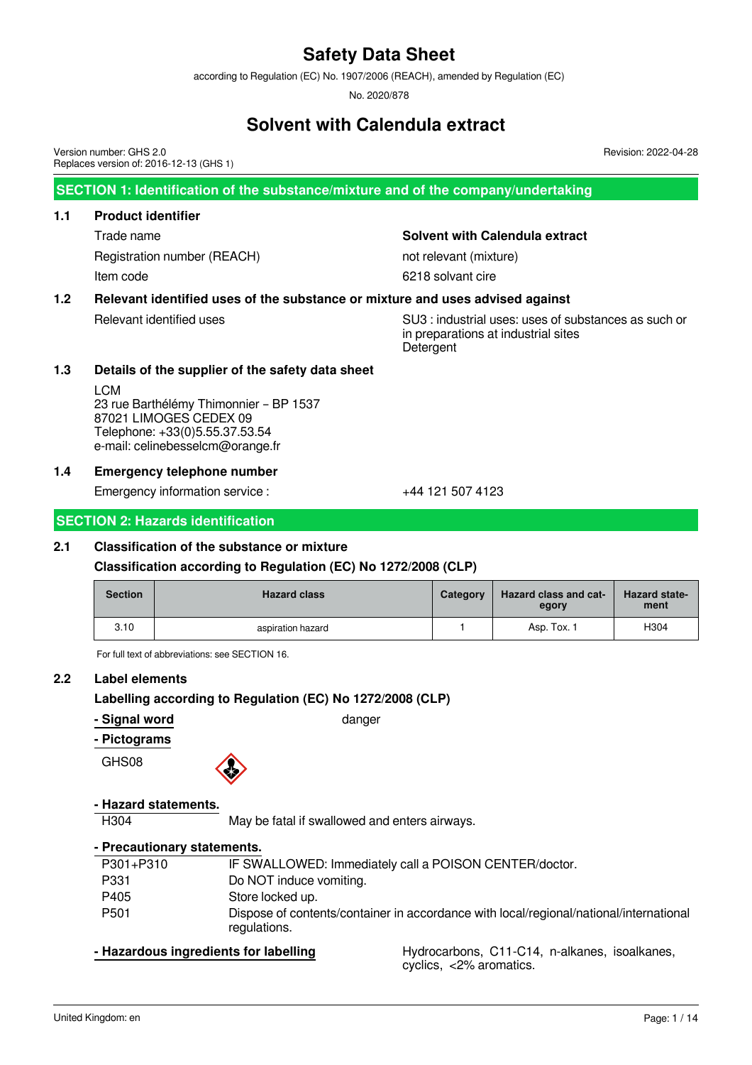# Safety Data Sheet

according to Regulation (EC) No. 1907/2006 (REACH), amended by Regulation (EC) No. 2020/878

# Solvent with Calendula extract

Version number: GHS 2.0
Replaces version of: 2016-12-13 (GHS 1)

Revision: 2022-04-28

## SECTION 1: Identification of the substance/mixture and of the company/undertaking

### 1.1 Product identifier

Trade name: **Solvent with Calendula extract**

Registration number (REACH): not relevant (mixture)

Item code: 6218 solvant cire

### 1.2 Relevant identified uses of the substance or mixture and uses advised against

Relevant identified uses: SU3 : industrial uses: uses of substances as such or in preparations at industrial sites
Detergent

### 1.3 Details of the supplier of the safety data sheet

LCM
23 rue Barthélémy Thimonnier – BP 1537
87021 LIMOGES CEDEX 09
Telephone: +33(0)5.55.37.53.54
e-mail: celinebesselcm@orange.fr

### 1.4 Emergency telephone number

Emergency information service : +44 121 507 4123

## SECTION 2: Hazards identification

### 2.1 Classification of the substance or mixture

**Classification according to Regulation (EC) No 1272/2008 (CLP)**

| Section | Hazard class | Category | Hazard class and category | Hazard statement |
|---|---|---|---|---|
| 3.10 | aspiration hazard | 1 | Asp. Tox. 1 | H304 |

For full text of abbreviations: see SECTION 16.

### 2.2 Label elements

**Labelling according to Regulation (EC) No 1272/2008 (CLP)**

**- Signal word**: danger

**- Pictograms**

GHS08

**- Hazard statements.**

| | |
|---|---|
| H304 | May be fatal if swallowed and enters airways. |

**- Precautionary statements.**

| | |
|---|---|
| P301+P310 | IF SWALLOWED: Immediately call a POISON CENTER/doctor. |
| P331 | Do NOT induce vomiting. |
| P405 | Store locked up. |
| P501 | Dispose of contents/container in accordance with local/regional/national/international regulations. |

**- Hazardous ingredients for labelling**: Hydrocarbons, C11-C14, n-alkanes, isoalkanes, cyclics, <2% aromatics.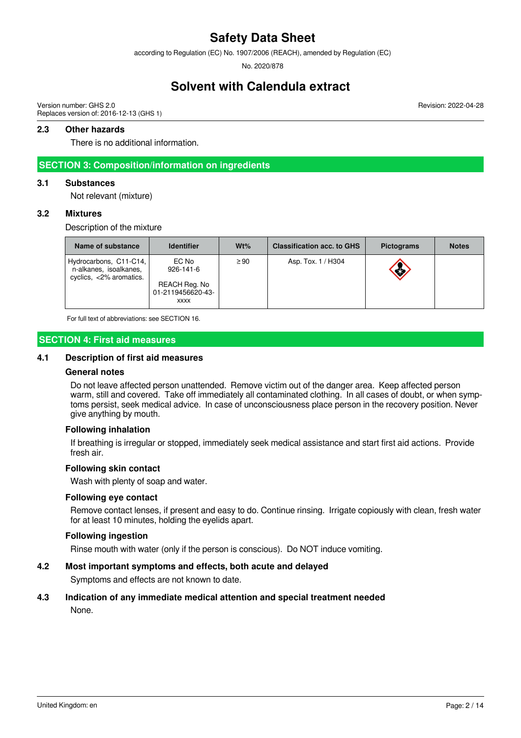### 2.3 Other hazards

There is no additional information.

## SECTION 3: Composition/information on ingredients

### 3.1 Substances

Not relevant (mixture)

### 3.2 Mixtures

Description of the mixture

| Name of substance | Identifier | Wt% | Classification acc. to GHS | Pictograms | Notes |
|---|---|---|---|---|---|
| Hydrocarbons, C11-C14, n-alkanes, isoalkanes, cyclics, <2% aromatics. | EC No 926-141-6<br><br>REACH Reg. No 01-2119456620-43-xxxx | ≥ 90 | Asp. Tox. 1 / H304 | | |

For full text of abbreviations: see SECTION 16.

## SECTION 4: First aid measures

### 4.1 Description of first aid measures

#### General notes

Do not leave affected person unattended. Remove victim out of the danger area. Keep affected person warm, still and covered. Take off immediately all contaminated clothing. In all cases of doubt, or when symptoms persist, seek medical advice. In case of unconsciousness place person in the recovery position. Never give anything by mouth.

#### Following inhalation

If breathing is irregular or stopped, immediately seek medical assistance and start first aid actions. Provide fresh air.

#### Following skin contact

Wash with plenty of soap and water.

#### Following eye contact

Remove contact lenses, if present and easy to do. Continue rinsing. Irrigate copiously with clean, fresh water for at least 10 minutes, holding the eyelids apart.

#### Following ingestion

Rinse mouth with water (only if the person is conscious). Do NOT induce vomiting.

### 4.2 Most important symptoms and effects, both acute and delayed

Symptoms and effects are not known to date.

### 4.3 Indication of any immediate medical attention and special treatment needed

None.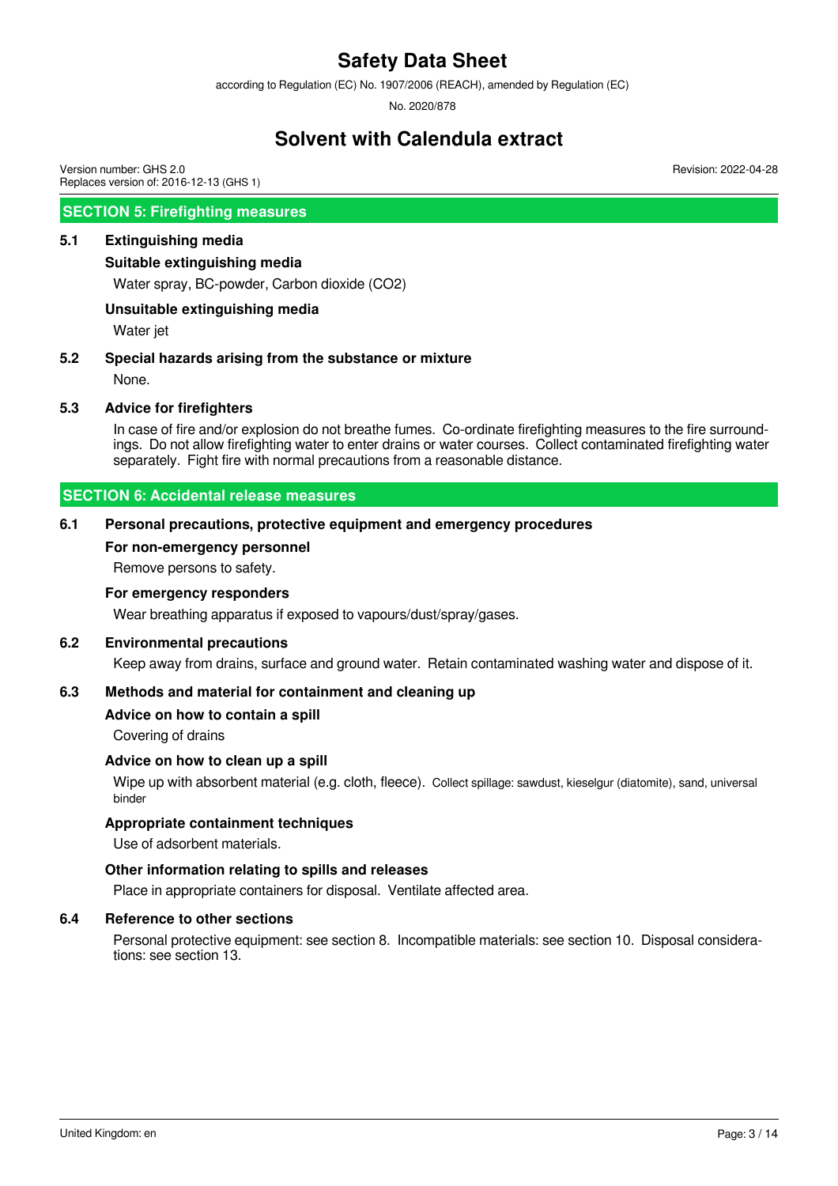## SECTION 5: Firefighting measures

### 5.1 Extinguishing media

**Suitable extinguishing media**

Water spray, BC-powder, Carbon dioxide ($CO_2$)

**Unsuitable extinguishing media**

Water jet

### 5.2 Special hazards arising from the substance or mixture

None.

### 5.3 Advice for firefighters

In case of fire and/or explosion do not breathe fumes. Co-ordinate firefighting measures to the fire surroundings. Do not allow firefighting water to enter drains or water courses. Collect contaminated firefighting water separately. Fight fire with normal precautions from a reasonable distance.

## SECTION 6: Accidental release measures

### 6.1 Personal precautions, protective equipment and emergency procedures

**For non-emergency personnel**

Remove persons to safety.

**For emergency responders**

Wear breathing apparatus if exposed to vapours/dust/spray/gases.

### 6.2 Environmental precautions

Keep away from drains, surface and ground water. Retain contaminated washing water and dispose of it.

### 6.3 Methods and material for containment and cleaning up

**Advice on how to contain a spill**

Covering of drains

**Advice on how to clean up a spill**

Wipe up with absorbent material (e.g. cloth, fleece). Collect spillage: sawdust, kieselgur (diatomite), sand, universal binder

**Appropriate containment techniques**

Use of adsorbent materials.

**Other information relating to spills and releases**

Place in appropriate containers for disposal. Ventilate affected area.

### 6.4 Reference to other sections

Personal protective equipment: see section 8. Incompatible materials: see section 10. Disposal considerations: see section 13.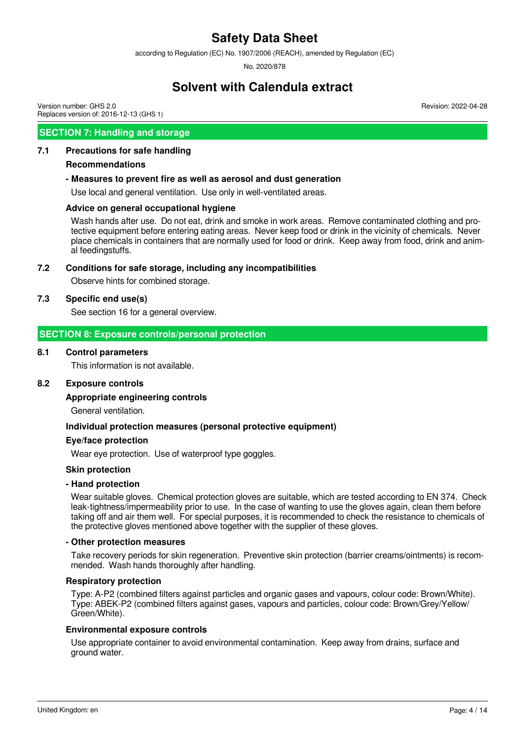## SECTION 7: Handling and storage

### 7.1 Precautions for safe handling

**Recommendations**

**- Measures to prevent fire as well as aerosol and dust generation**

Use local and general ventilation. Use only in well-ventilated areas.

**Advice on general occupational hygiene**

Wash hands after use. Do not eat, drink and smoke in work areas. Remove contaminated clothing and protective equipment before entering eating areas. Never keep food or drink in the vicinity of chemicals. Never place chemicals in containers that are normally used for food or drink. Keep away from food, drink and animal feedingstuffs.

### 7.2 Conditions for safe storage, including any incompatibilities

Observe hints for combined storage.

### 7.3 Specific end use(s)

See section 16 for a general overview.

## SECTION 8: Exposure controls/personal protection

### 8.1 Control parameters

This information is not available.

### 8.2 Exposure controls

**Appropriate engineering controls**

General ventilation.

**Individual protection measures (personal protective equipment)**

**Eye/face protection**

Wear eye protection. Use of waterproof type goggles.

**Skin protection**

**- Hand protection**

Wear suitable gloves. Chemical protection gloves are suitable, which are tested according to EN 374. Check leak-tightness/impermeability prior to use. In the case of wanting to use the gloves again, clean them before taking off and air them well. For special purposes, it is recommended to check the resistance to chemicals of the protective gloves mentioned above together with the supplier of these gloves.

**- Other protection measures**

Take recovery periods for skin regeneration. Preventive skin protection (barrier creams/ointments) is recommended. Wash hands thoroughly after handling.

**Respiratory protection**

Type: A-P2 (combined filters against particles and organic gases and vapours, colour code: Brown/White). Type: ABEK-P2 (combined filters against gases, vapours and particles, colour code: Brown/Grey/Yellow/Green/White).

**Environmental exposure controls**

Use appropriate container to avoid environmental contamination. Keep away from drains, surface and ground water.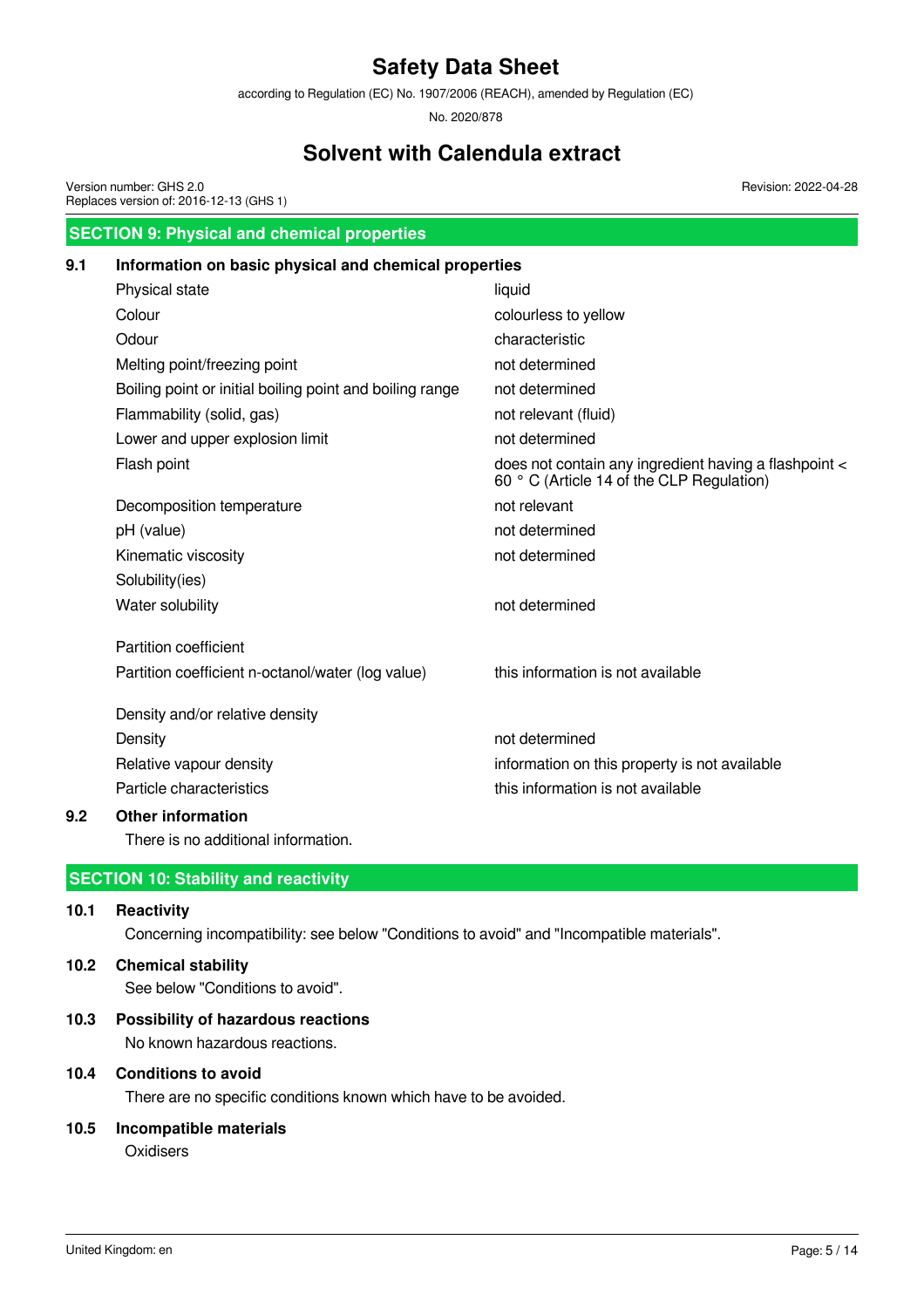## SECTION 9: Physical and chemical properties

### 9.1 Information on basic physical and chemical properties

| | |
|---|---|
| Physical state | liquid |
| Colour | colourless to yellow |
| Odour | characteristic |
| Melting point/freezing point | not determined |
| Boiling point or initial boiling point and boiling range | not determined |
| Flammability (solid, gas) | not relevant (fluid) |
| Lower and upper explosion limit | not determined |
| Flash point | does not contain any ingredient having a flashpoint < 60 ° C (Article 14 of the CLP Regulation) |
| Decomposition temperature | not relevant |
| pH (value) | not determined |
| Kinematic viscosity | not determined |
| Solubility(ies) | |
| Water solubility | not determined |
| Partition coefficient | |
| Partition coefficient n-octanol/water (log value) | this information is not available |
| Density and/or relative density | |
| Density | not determined |
| Relative vapour density | information on this property is not available |
| Particle characteristics | this information is not available |

### 9.2 Other information

There is no additional information.

## SECTION 10: Stability and reactivity

### 10.1 Reactivity

Concerning incompatibility: see below "Conditions to avoid" and "Incompatible materials".

### 10.2 Chemical stability

See below "Conditions to avoid".

### 10.3 Possibility of hazardous reactions

No known hazardous reactions.

### 10.4 Conditions to avoid

There are no specific conditions known which have to be avoided.

### 10.5 Incompatible materials

Oxidisers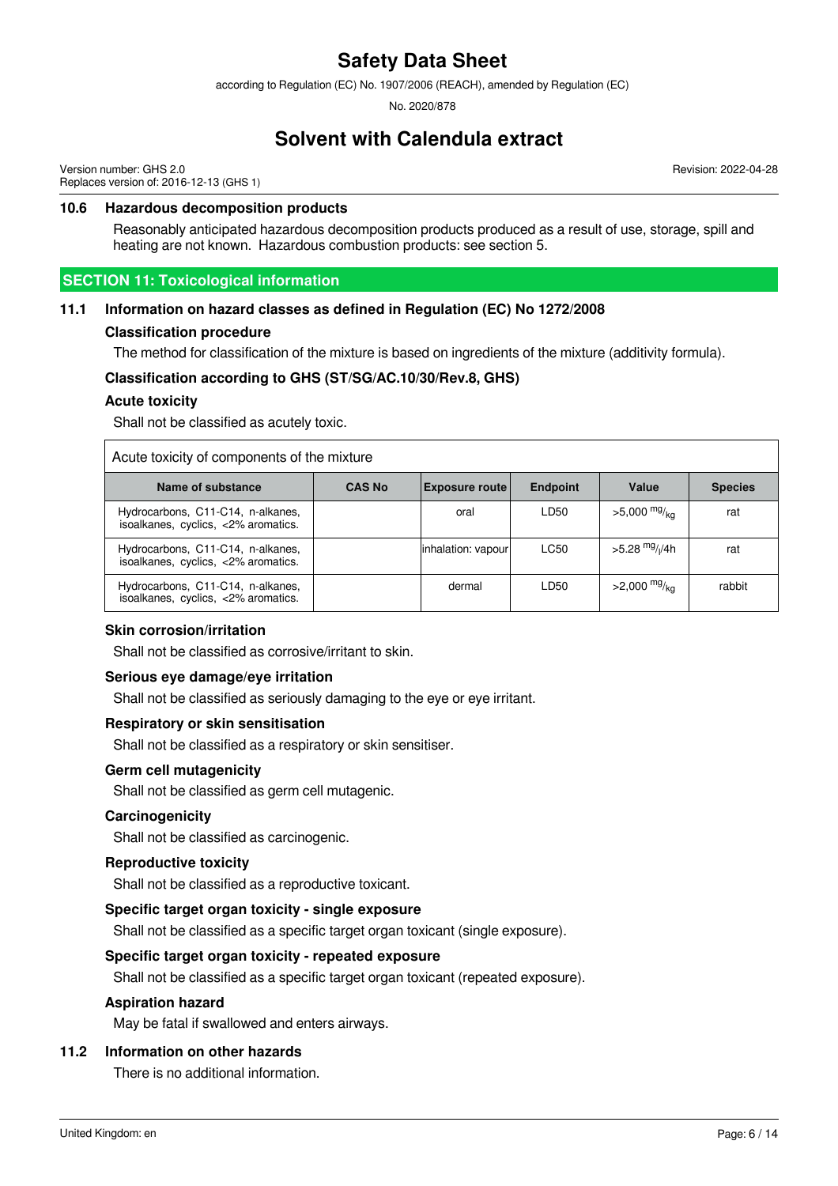### 10.6 Hazardous decomposition products

Reasonably anticipated hazardous decomposition products produced as a result of use, storage, spill and heating are not known. Hazardous combustion products: see section 5.

## SECTION 11: Toxicological information

### 11.1 Information on hazard classes as defined in Regulation (EC) No 1272/2008

**Classification procedure**

The method for classification of the mixture is based on ingredients of the mixture (additivity formula).

**Classification according to GHS (ST/SG/AC.10/30/Rev.8, GHS)**

**Acute toxicity**

Shall not be classified as acutely toxic.

Acute toxicity of components of the mixture

| Name of substance | CAS No | Exposure route | Endpoint | Value | Species |
|---|---|---|---|---|---|
| Hydrocarbons, C11-C14, n-alkanes, isoalkanes, cyclics, <2% aromatics. | | oral | LD50 | >5,000 $^{mg}/_{kg}$ | rat |
| Hydrocarbons, C11-C14, n-alkanes, isoalkanes, cyclics, <2% aromatics. | | inhalation: vapour | LC50 | >5.28 $^{mg}/_{l}$/4h | rat |
| Hydrocarbons, C11-C14, n-alkanes, isoalkanes, cyclics, <2% aromatics. | | dermal | LD50 | >2,000 $^{mg}/_{kg}$ | rabbit |

**Skin corrosion/irritation**

Shall not be classified as corrosive/irritant to skin.

**Serious eye damage/eye irritation**

Shall not be classified as seriously damaging to the eye or eye irritant.

**Respiratory or skin sensitisation**

Shall not be classified as a respiratory or skin sensitiser.

**Germ cell mutagenicity**

Shall not be classified as germ cell mutagenic.

**Carcinogenicity**

Shall not be classified as carcinogenic.

**Reproductive toxicity**

Shall not be classified as a reproductive toxicant.

**Specific target organ toxicity - single exposure**

Shall not be classified as a specific target organ toxicant (single exposure).

**Specific target organ toxicity - repeated exposure**

Shall not be classified as a specific target organ toxicant (repeated exposure).

**Aspiration hazard**

May be fatal if swallowed and enters airways.

### 11.2 Information on other hazards

There is no additional information.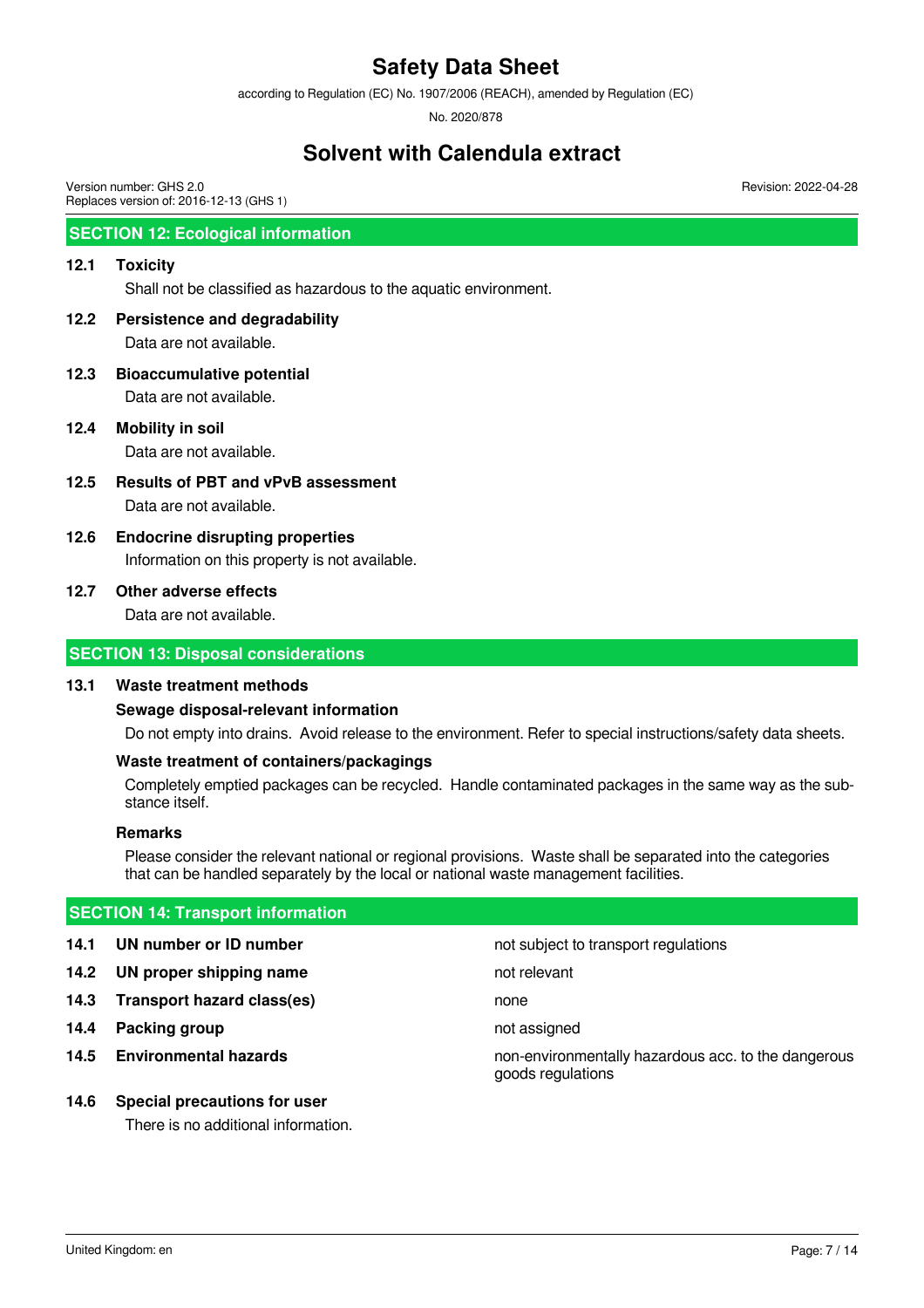## SECTION 12: Ecological information

### 12.1 Toxicity

Shall not be classified as hazardous to the aquatic environment.

### 12.2 Persistence and degradability

Data are not available.

### 12.3 Bioaccumulative potential

Data are not available.

### 12.4 Mobility in soil

Data are not available.

### 12.5 Results of PBT and vPvB assessment

Data are not available.

### 12.6 Endocrine disrupting properties

Information on this property is not available.

### 12.7 Other adverse effects

Data are not available.

## SECTION 13: Disposal considerations

### 13.1 Waste treatment methods

**Sewage disposal-relevant information**

Do not empty into drains. Avoid release to the environment. Refer to special instructions/safety data sheets.

**Waste treatment of containers/packagings**

Completely emptied packages can be recycled. Handle contaminated packages in the same way as the substance itself.

**Remarks**

Please consider the relevant national or regional provisions. Waste shall be separated into the categories that can be handled separately by the local or national waste management facilities.

## SECTION 14: Transport information

| | | |
|---|---|---|
| **14.1** | **UN number or ID number** | not subject to transport regulations |
| **14.2** | **UN proper shipping name** | not relevant |
| **14.3** | **Transport hazard class(es)** | none |
| **14.4** | **Packing group** | not assigned |
| **14.5** | **Environmental hazards** | non-environmentally hazardous acc. to the dangerous goods regulations |

### 14.6 Special precautions for user

There is no additional information.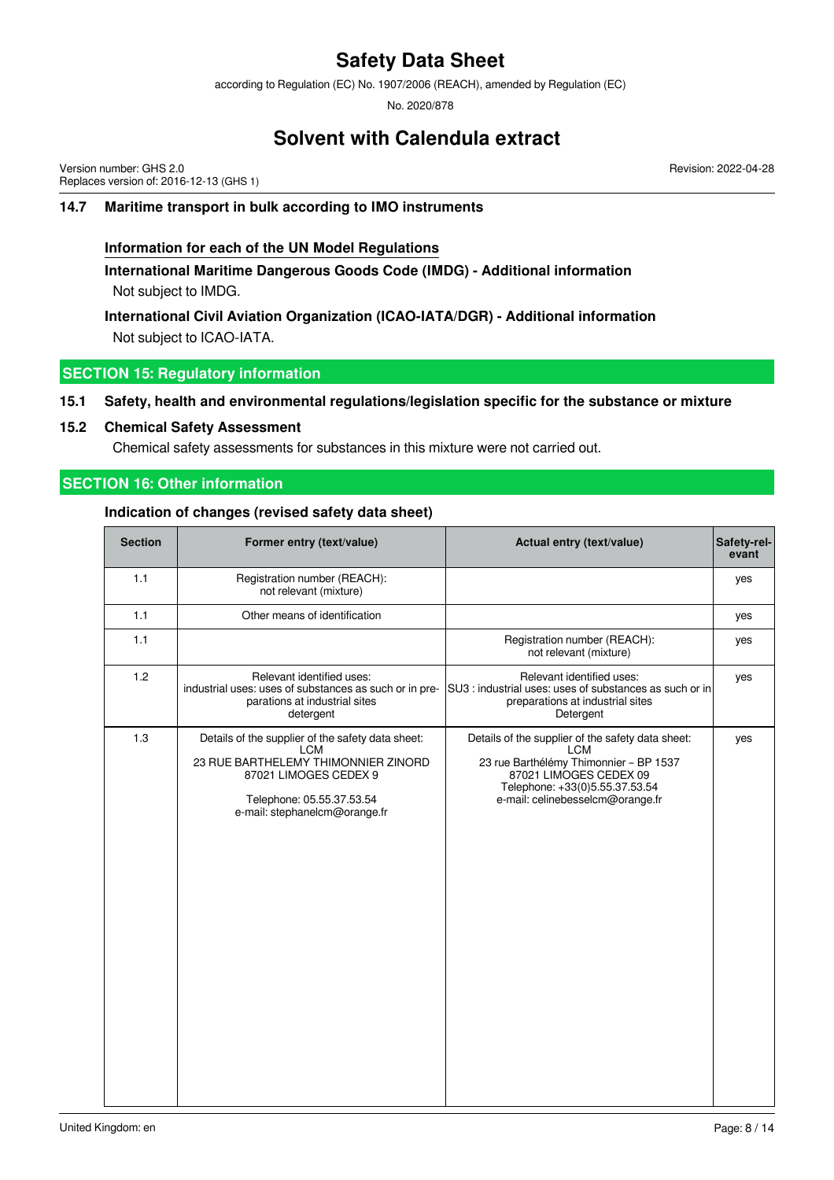### 14.7 Maritime transport in bulk according to IMO instruments

**Information for each of the UN Model Regulations**

**International Maritime Dangerous Goods Code (IMDG) - Additional information**

Not subject to IMDG.

**International Civil Aviation Organization (ICAO-IATA/DGR) - Additional information**

Not subject to ICAO-IATA.

## SECTION 15: Regulatory information

### 15.1 Safety, health and environmental regulations/legislation specific for the substance or mixture

### 15.2 Chemical Safety Assessment

Chemical safety assessments for substances in this mixture were not carried out.

## SECTION 16: Other information

**Indication of changes (revised safety data sheet)**

| Section | Former entry (text/value) | Actual entry (text/value) | Safety-relevant |
|---|---|---|---|
| 1.1 | Registration number (REACH): not relevant (mixture) | | yes |
| 1.1 | Other means of identification | | yes |
| 1.1 | | Registration number (REACH): not relevant (mixture) | yes |
| 1.2 | Relevant identified uses: industrial uses: uses of substances as such or in preparations at industrial sites detergent | Relevant identified uses: SU3 : industrial uses: uses of substances as such or in preparations at industrial sites Detergent | yes |
| 1.3 | Details of the supplier of the safety data sheet: LCM 23 RUE BARTHELEMY THIMONNIER ZINORD 87021 LIMOGES CEDEX 9 Telephone: 05.55.37.53.54 e-mail: stephanelcm@orange.fr | Details of the supplier of the safety data sheet: LCM 23 rue Barthélémy Thimonnier – BP 1537 87021 LIMOGES CEDEX 09 Telephone: +33(0)5.55.37.53.54 e-mail: celinebesselcm@orange.fr | yes |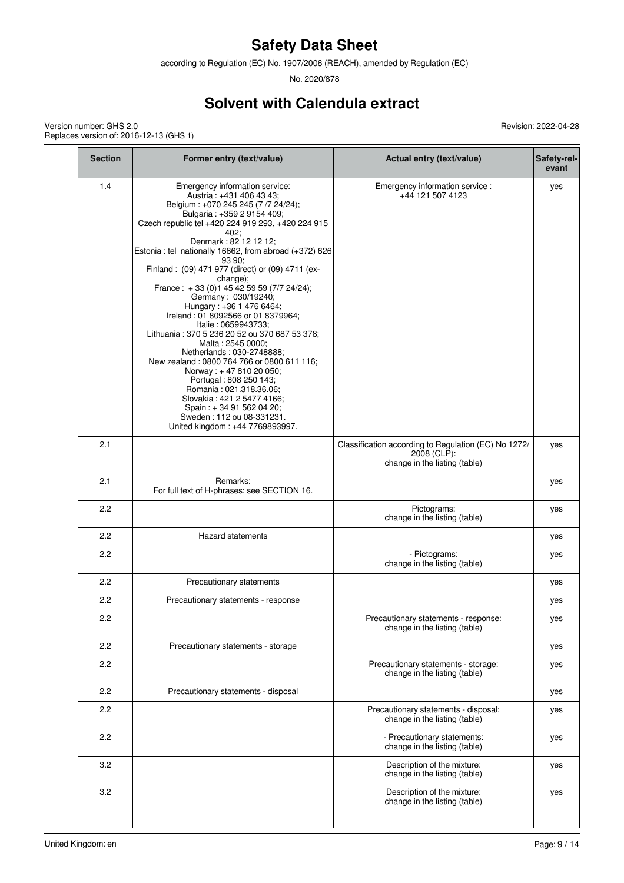# Safety Data Sheet

according to Regulation (EC) No. 1907/2006 (REACH), amended by Regulation (EC) No. 2020/878

## Solvent with Calendula extract

Version number: GHS 2.0
Replaces version of: 2016-12-13 (GHS 1)

Revision: 2022-04-28

| Section | Former entry (text/value) | Actual entry (text/value) | Safety-relevant |
|---|---|---|---|
| 1.4 | Emergency information service: Austria : +431 406 43 43; Belgium : +070 245 245 (7 /7 24/24); Bulgaria : +359 2 9154 409; Czech republic tel +420 224 919 293, +420 224 915 402; Denmark : 82 12 12 12; Estonia : tel nationally 16662, from abroad (+372) 626 93 90; Finland : (09) 471 977 (direct) or (09) 4711 (exchange); France : + 33 (0)1 45 42 59 59 (7/7 24/24); Germany : 030/19240; Hungary : +36 1 476 6464; Ireland : 01 8092566 or 01 8379964; Italie : 0659943733; Lithuania : 370 5 236 20 52 ou 370 687 53 378; Malta : 2545 0000; Netherlands : 030-2748888; New zealand : 0800 764 766 or 0800 611 116; Norway : + 47 810 20 050; Portugal : 808 250 143; Romania : 021.318.36.06; Slovakia : 421 2 5477 4166; Spain : + 34 91 562 04 20; Sweden : 112 ou 08-331231. United kingdom : +44 7769893997. | Emergency information service : +44 121 507 4123 | yes |
| 2.1 | | Classification according to Regulation (EC) No 1272/2008 (CLP): change in the listing (table) | yes |
| 2.1 | Remarks: For full text of H-phrases: see SECTION 16. | | yes |
| 2.2 | | Pictograms: change in the listing (table) | yes |
| 2.2 | Hazard statements | | yes |
| 2.2 | | - Pictograms: change in the listing (table) | yes |
| 2.2 | Precautionary statements | | yes |
| 2.2 | Precautionary statements - response | | yes |
| 2.2 | | Precautionary statements - response: change in the listing (table) | yes |
| 2.2 | Precautionary statements - storage | | yes |
| 2.2 | | Precautionary statements - storage: change in the listing (table) | yes |
| 2.2 | Precautionary statements - disposal | | yes |
| 2.2 | | Precautionary statements - disposal: change in the listing (table) | yes |
| 2.2 | | - Precautionary statements: change in the listing (table) | yes |
| 3.2 | | Description of the mixture: change in the listing (table) | yes |
| 3.2 | | Description of the mixture: change in the listing (table) | yes |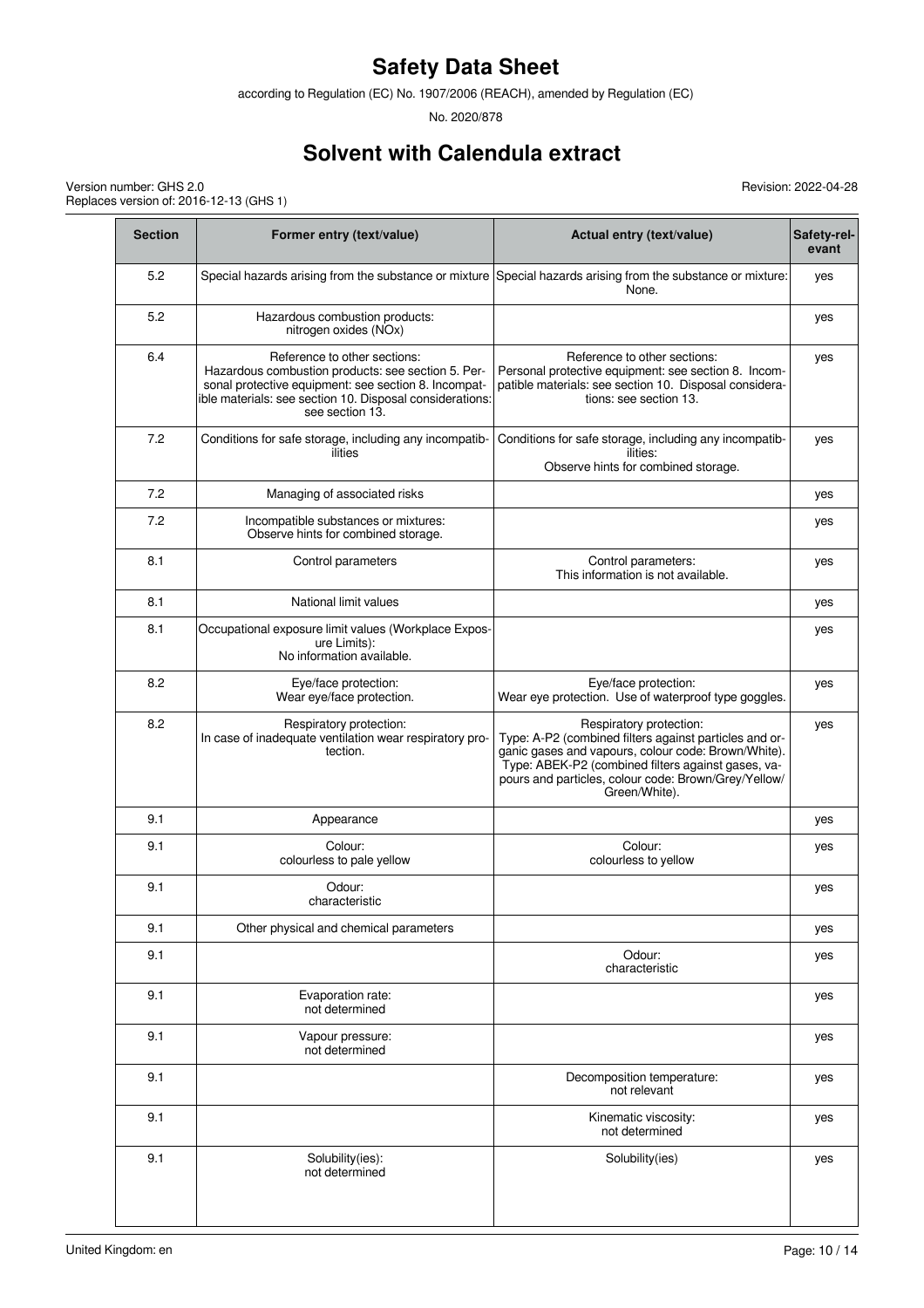# Safety Data Sheet

according to Regulation (EC) No. 1907/2006 (REACH), amended by Regulation (EC) No. 2020/878

## Solvent with Calendula extract

Version number: GHS 2.0
Replaces version of: 2016-12-13 (GHS 1)

Revision: 2022-04-28

| Section | Former entry (text/value) | Actual entry (text/value) | Safety-relevant |
|---|---|---|---|
| 5.2 | Special hazards arising from the substance or mixture | Special hazards arising from the substance or mixture: None. | yes |
| 5.2 | Hazardous combustion products: nitrogen oxides (NOx) | | yes |
| 6.4 | Reference to other sections: Hazardous combustion products: see section 5. Personal protective equipment: see section 8. Incompatible materials: see section 10. Disposal considerations: see section 13. | Reference to other sections: Personal protective equipment: see section 8. Incompatible materials: see section 10. Disposal considerations: see section 13. | yes |
| 7.2 | Conditions for safe storage, including any incompatibilities | Conditions for safe storage, including any incompatibilities: Observe hints for combined storage. | yes |
| 7.2 | Managing of associated risks | | yes |
| 7.2 | Incompatible substances or mixtures: Observe hints for combined storage. | | yes |
| 8.1 | Control parameters | Control parameters: This information is not available. | yes |
| 8.1 | National limit values | | yes |
| 8.1 | Occupational exposure limit values (Workplace Exposure Limits): No information available. | | yes |
| 8.2 | Eye/face protection: Wear eye/face protection. | Eye/face protection: Wear eye protection. Use of waterproof type goggles. | yes |
| 8.2 | Respiratory protection: In case of inadequate ventilation wear respiratory protection. | Respiratory protection: Type: A-P2 (combined filters against particles and organic gases and vapours, colour code: Brown/White). Type: ABEK-P2 (combined filters against gases, vapours and particles, colour code: Brown/Grey/Yellow/Green/White). | yes |
| 9.1 | Appearance | | yes |
| 9.1 | Colour: colourless to pale yellow | Colour: colourless to yellow | yes |
| 9.1 | Odour: characteristic | | yes |
| 9.1 | Other physical and chemical parameters | | yes |
| 9.1 | | Odour: characteristic | yes |
| 9.1 | Evaporation rate: not determined | | yes |
| 9.1 | Vapour pressure: not determined | | yes |
| 9.1 | | Decomposition temperature: not relevant | yes |
| 9.1 | | Kinematic viscosity: not determined | yes |
| 9.1 | Solubility(ies): not determined | Solubility(ies) | yes |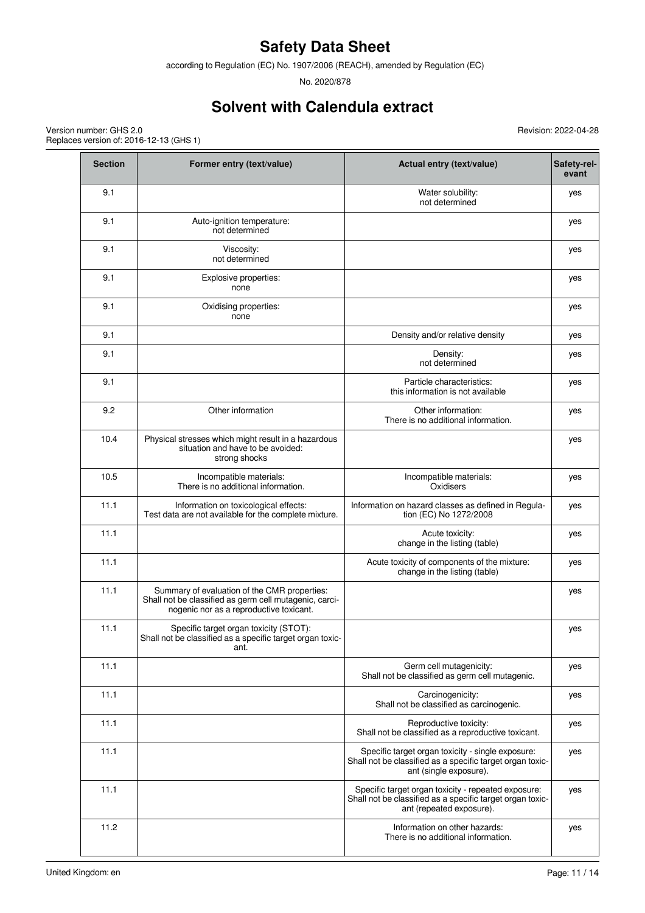# Safety Data Sheet

according to Regulation (EC) No. 1907/2006 (REACH), amended by Regulation (EC) No. 2020/878

# Solvent with Calendula extract

Version number: GHS 2.0
Replaces version of: 2016-12-13 (GHS 1)

Revision: 2022-04-28

| Section | Former entry (text/value) | Actual entry (text/value) | Safety-relevant |
|---|---|---|---|
| 9.1 | | Water solubility:<br>not determined | yes |
| 9.1 | Auto-ignition temperature:<br>not determined | | yes |
| 9.1 | Viscosity:<br>not determined | | yes |
| 9.1 | Explosive properties:<br>none | | yes |
| 9.1 | Oxidising properties:<br>none | | yes |
| 9.1 | | Density and/or relative density | yes |
| 9.1 | | Density:<br>not determined | yes |
| 9.1 | | Particle characteristics:<br>this information is not available | yes |
| 9.2 | Other information | Other information:<br>There is no additional information. | yes |
| 10.4 | Physical stresses which might result in a hazardous situation and have to be avoided:<br>strong shocks | | yes |
| 10.5 | Incompatible materials:<br>There is no additional information. | Incompatible materials:<br>Oxidisers | yes |
| 11.1 | Information on toxicological effects:<br>Test data are not available for the complete mixture. | Information on hazard classes as defined in Regulation (EC) No 1272/2008 | yes |
| 11.1 | | Acute toxicity:<br>change in the listing (table) | yes |
| 11.1 | | Acute toxicity of components of the mixture:<br>change in the listing (table) | yes |
| 11.1 | Summary of evaluation of the CMR properties:<br>Shall not be classified as germ cell mutagenic, carcinogenic nor as a reproductive toxicant. | | yes |
| 11.1 | Specific target organ toxicity (STOT):<br>Shall not be classified as a specific target organ toxicant. | | yes |
| 11.1 | | Germ cell mutagenicity:<br>Shall not be classified as germ cell mutagenic. | yes |
| 11.1 | | Carcinogenicity:<br>Shall not be classified as carcinogenic. | yes |
| 11.1 | | Reproductive toxicity:<br>Shall not be classified as a reproductive toxicant. | yes |
| 11.1 | | Specific target organ toxicity - single exposure:<br>Shall not be classified as a specific target organ toxicant (single exposure). | yes |
| 11.1 | | Specific target organ toxicity - repeated exposure:<br>Shall not be classified as a specific target organ toxicant (repeated exposure). | yes |
| 11.2 | | Information on other hazards:<br>There is no additional information. | yes |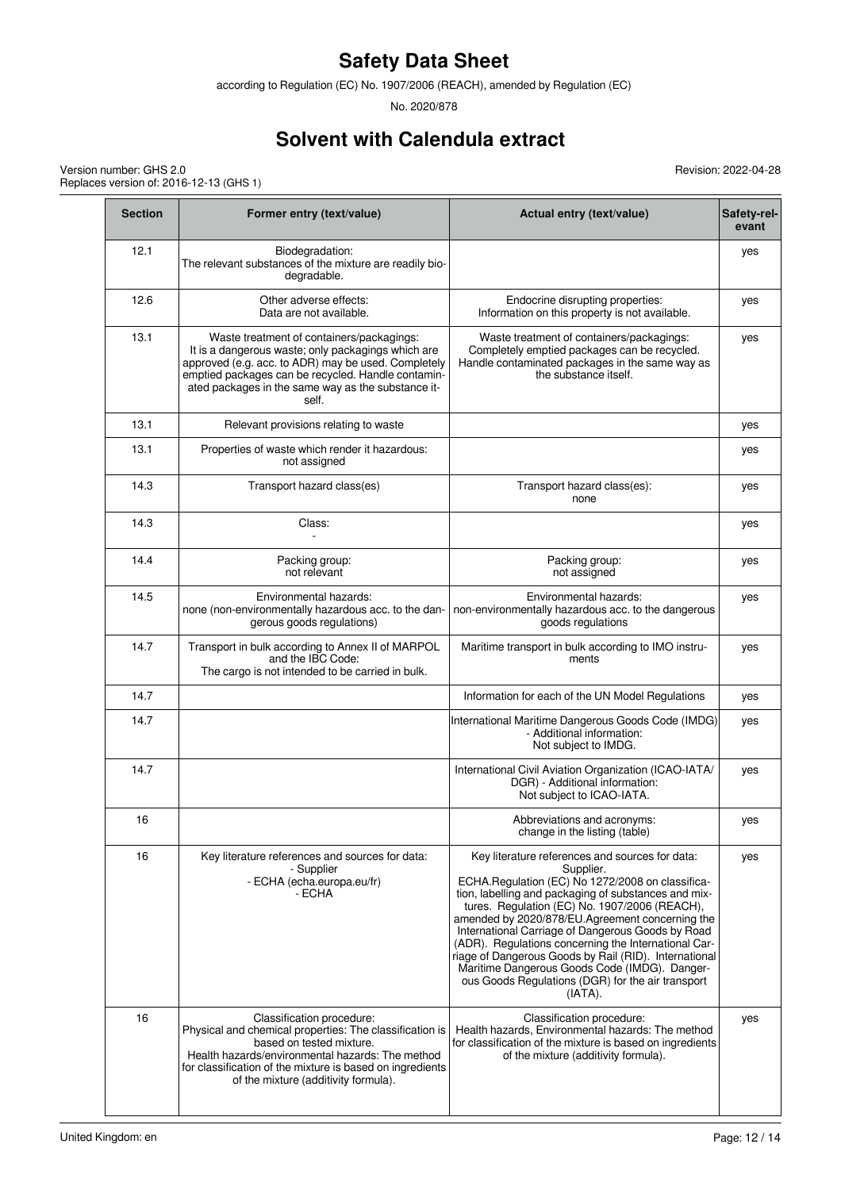| Section | Former entry (text/value) | Actual entry (text/value) | Safety-relevant |
|---|---|---|---|
| 12.1 | Biodegradation:<br>The relevant substances of the mixture are readily biodegradable. | | yes |
| 12.6 | Other adverse effects:<br>Data are not available. | Endocrine disrupting properties:<br>Information on this property is not available. | yes |
| 13.1 | Waste treatment of containers/packagings:<br>It is a dangerous waste; only packagings which are approved (e.g. acc. to ADR) may be used. Completely emptied packages can be recycled. Handle contaminated packages in the same way as the substance itself. | Waste treatment of containers/packagings:<br>Completely emptied packages can be recycled. Handle contaminated packages in the same way as the substance itself. | yes |
| 13.1 | Relevant provisions relating to waste | | yes |
| 13.1 | Properties of waste which render it hazardous:<br>not assigned | | yes |
| 14.3 | Transport hazard class(es) | Transport hazard class(es):<br>none | yes |
| 14.3 | Class:<br>- | | yes |
| 14.4 | Packing group:<br>not relevant | Packing group:<br>not assigned | yes |
| 14.5 | Environmental hazards:<br>none (non-environmentally hazardous acc. to the dangerous goods regulations) | Environmental hazards:<br>non-environmentally hazardous acc. to the dangerous goods regulations | yes |
| 14.7 | Transport in bulk according to Annex II of MARPOL and the IBC Code:<br>The cargo is not intended to be carried in bulk. | Maritime transport in bulk according to IMO instruments | yes |
| 14.7 | | Information for each of the UN Model Regulations | yes |
| 14.7 | | International Maritime Dangerous Goods Code (IMDG) - Additional information:<br>Not subject to IMDG. | yes |
| 14.7 | | International Civil Aviation Organization (ICAO-IATA/DGR) - Additional information:<br>Not subject to ICAO-IATA. | yes |
| 16 | | Abbreviations and acronyms:<br>change in the listing (table) | yes |
| 16 | Key literature references and sources for data:<br>- Supplier<br>- ECHA (echa.europa.eu/fr)<br>- ECHA | Key literature references and sources for data:<br>Supplier.<br>ECHA.Regulation (EC) No 1272/2008 on classification, labelling and packaging of substances and mixtures. Regulation (EC) No. 1907/2006 (REACH), amended by 2020/878/EU.Agreement concerning the International Carriage of Dangerous Goods by Road (ADR). Regulations concerning the International Carriage of Dangerous Goods by Rail (RID). International Maritime Dangerous Goods Code (IMDG). Dangerous Goods Regulations (DGR) for the air transport (IATA). | yes |
| 16 | Classification procedure:<br>Physical and chemical properties: The classification is based on tested mixture.<br>Health hazards/environmental hazards: The method for classification of the mixture is based on ingredients of the mixture (additivity formula). | Classification procedure:<br>Health hazards, Environmental hazards: The method for classification of the mixture is based on ingredients of the mixture (additivity formula). | yes |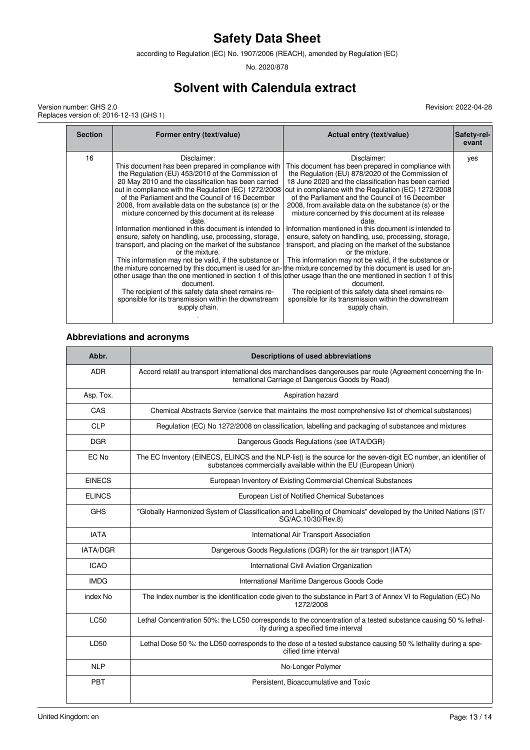# Safety Data Sheet

according to Regulation (EC) No. 1907/2006 (REACH), amended by Regulation (EC) No. 2020/878

# Solvent with Calendula extract

Version number: GHS 2.0
Replaces version of: 2016-12-13 (GHS 1)

Revision: 2022-04-28

| Section | Former entry (text/value) | Actual entry (text/value) | Safety-relevant |
|---|---|---|---|
| 16 | Disclaimer: This document has been prepared in compliance with the Regulation (EU) 453/2010 of the Commission of 20 May 2010 and the classification has been carried out in compliance with the Regulation (EC) 1272/2008 of the Parliament and the Council of 16 December 2008, from available data on the substance (s) or the mixture concerned by this document at its release date. Information mentioned in this document is intended to ensure, safety on handling, use, processing, storage, transport, and placing on the market of the substance or the mixture. This information may not be valid, if the substance or the mixture concerned by this document is used for another usage than the one mentioned in section 1 of this document. The recipient of this safety data sheet remains responsible for its transmission within the downstream supply chain. . | Disclaimer: This document has been prepared in compliance with the Regulation (EU) 878/2020 of the Commission of 18 June 2020 and the classification has been carried out in compliance with the Regulation (EC) 1272/2008 of the Parliament and the Council of 16 December 2008, from available data on the substance (s) or the mixture concerned by this document at its release date. Information mentioned in this document is intended to ensure, safety on handling, use, processing, storage, transport, and placing on the market of the substance or the mixture. This information may not be valid, if the substance or the mixture concerned by this document is used for another usage than the one mentioned in section 1 of this document. The recipient of this safety data sheet remains responsible for its transmission within the downstream supply chain. | yes |

### Abbreviations and acronyms

| Abbr. | Descriptions of used abbreviations |
|---|---|
| ADR | Accord relatif au transport international des marchandises dangereuses par route (Agreement concerning the International Carriage of Dangerous Goods by Road) |
| Asp. Tox. | Aspiration hazard |
| CAS | Chemical Abstracts Service (service that maintains the most comprehensive list of chemical substances) |
| CLP | Regulation (EC) No 1272/2008 on classification, labelling and packaging of substances and mixtures |
| DGR | Dangerous Goods Regulations (see IATA/DGR) |
| EC No | The EC Inventory (EINECS, ELINCS and the NLP-list) is the source for the seven-digit EC number, an identifier of substances commercially available within the EU (European Union) |
| EINECS | European Inventory of Existing Commercial Chemical Substances |
| ELINCS | European List of Notified Chemical Substances |
| GHS | "Globally Harmonized System of Classification and Labelling of Chemicals" developed by the United Nations (ST/SG/AC.10/30/Rev.8) |
| IATA | International Air Transport Association |
| IATA/DGR | Dangerous Goods Regulations (DGR) for the air transport (IATA) |
| ICAO | International Civil Aviation Organization |
| IMDG | International Maritime Dangerous Goods Code |
| index No | The Index number is the identification code given to the substance in Part 3 of Annex VI to Regulation (EC) No 1272/2008 |
| LC50 | Lethal Concentration 50%: the LC50 corresponds to the concentration of a tested substance causing 50 % lethality during a specified time interval |
| LD50 | Lethal Dose 50 %: the LD50 corresponds to the dose of a tested substance causing 50 % lethality during a specified time interval |
| NLP | No-Longer Polymer |
| PBT | Persistent, Bioaccumulative and Toxic |

United Kingdom: en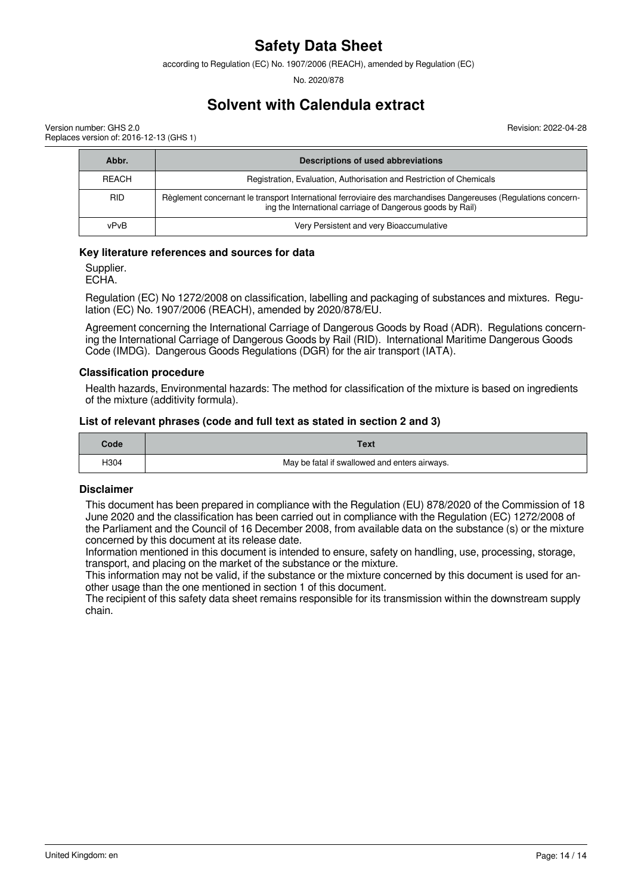| Abbr. | Descriptions of used abbreviations |
|---|---|
| REACH | Registration, Evaluation, Authorisation and Restriction of Chemicals |
| RID | Règlement concernant le transport International ferroviaire des marchandises Dangereuses (Regulations concerning the International carriage of Dangerous goods by Rail) |
| vPvB | Very Persistent and very Bioaccumulative |

### Key literature references and sources for data

Supplier.
ECHA.

Regulation (EC) No 1272/2008 on classification, labelling and packaging of substances and mixtures. Regulation (EC) No. 1907/2006 (REACH), amended by 2020/878/EU.

Agreement concerning the International Carriage of Dangerous Goods by Road (ADR). Regulations concerning the International Carriage of Dangerous Goods by Rail (RID). International Maritime Dangerous Goods Code (IMDG). Dangerous Goods Regulations (DGR) for the air transport (IATA).

### Classification procedure

Health hazards, Environmental hazards: The method for classification of the mixture is based on ingredients of the mixture (additivity formula).

### List of relevant phrases (code and full text as stated in section 2 and 3)

| Code | Text |
|---|---|
| H304 | May be fatal if swallowed and enters airways. |

### Disclaimer

This document has been prepared in compliance with the Regulation (EU) 878/2020 of the Commission of 18 June 2020 and the classification has been carried out in compliance with the Regulation (EC) 1272/2008 of the Parliament and the Council of 16 December 2008, from available data on the substance (s) or the mixture concerned by this document at its release date.
Information mentioned in this document is intended to ensure, safety on handling, use, processing, storage, transport, and placing on the market of the substance or the mixture.
This information may not be valid, if the substance or the mixture concerned by this document is used for another usage than the one mentioned in section 1 of this document.
The recipient of this safety data sheet remains responsible for its transmission within the downstream supply chain.